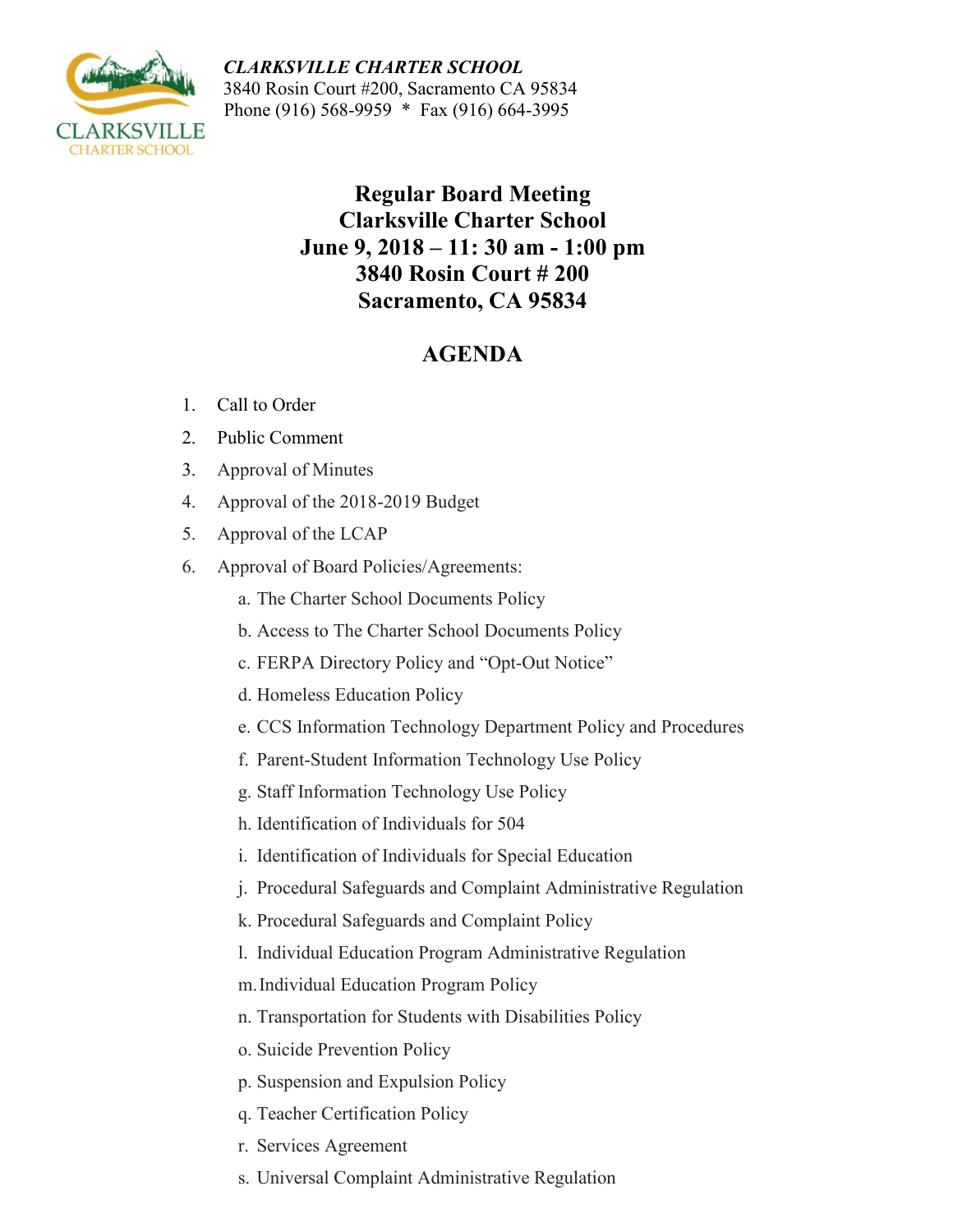***CLARKSVILLE CHARTER SCHOOL***
3840 Rosin Court #200, Sacramento CA 95834
Phone (916) 568-9959 * Fax (916) 664-3995

**Regular Board Meeting**
**Clarksville Charter School**
**June 9, 2018 – 11: 30 am - 1:00 pm**
**3840 Rosin Court # 200**
**Sacramento, CA 95834**

## AGENDA

1. Call to Order
2. Public Comment
3. Approval of Minutes
4. Approval of the 2018-2019 Budget
5. Approval of the LCAP
6. Approval of Board Policies/Agreements:
   a. The Charter School Documents Policy
   b. Access to The Charter School Documents Policy
   c. FERPA Directory Policy and "Opt-Out Notice"
   d. Homeless Education Policy
   e. CCS Information Technology Department Policy and Procedures
   f. Parent-Student Information Technology Use Policy
   g. Staff Information Technology Use Policy
   h. Identification of Individuals for 504
   i. Identification of Individuals for Special Education
   j. Procedural Safeguards and Complaint Administrative Regulation
   k. Procedural Safeguards and Complaint Policy
   l. Individual Education Program Administrative Regulation
   m. Individual Education Program Policy
   n. Transportation for Students with Disabilities Policy
   o. Suicide Prevention Policy
   p. Suspension and Expulsion Policy
   q. Teacher Certification Policy
   r. Services Agreement
   s. Universal Complaint Administrative Regulation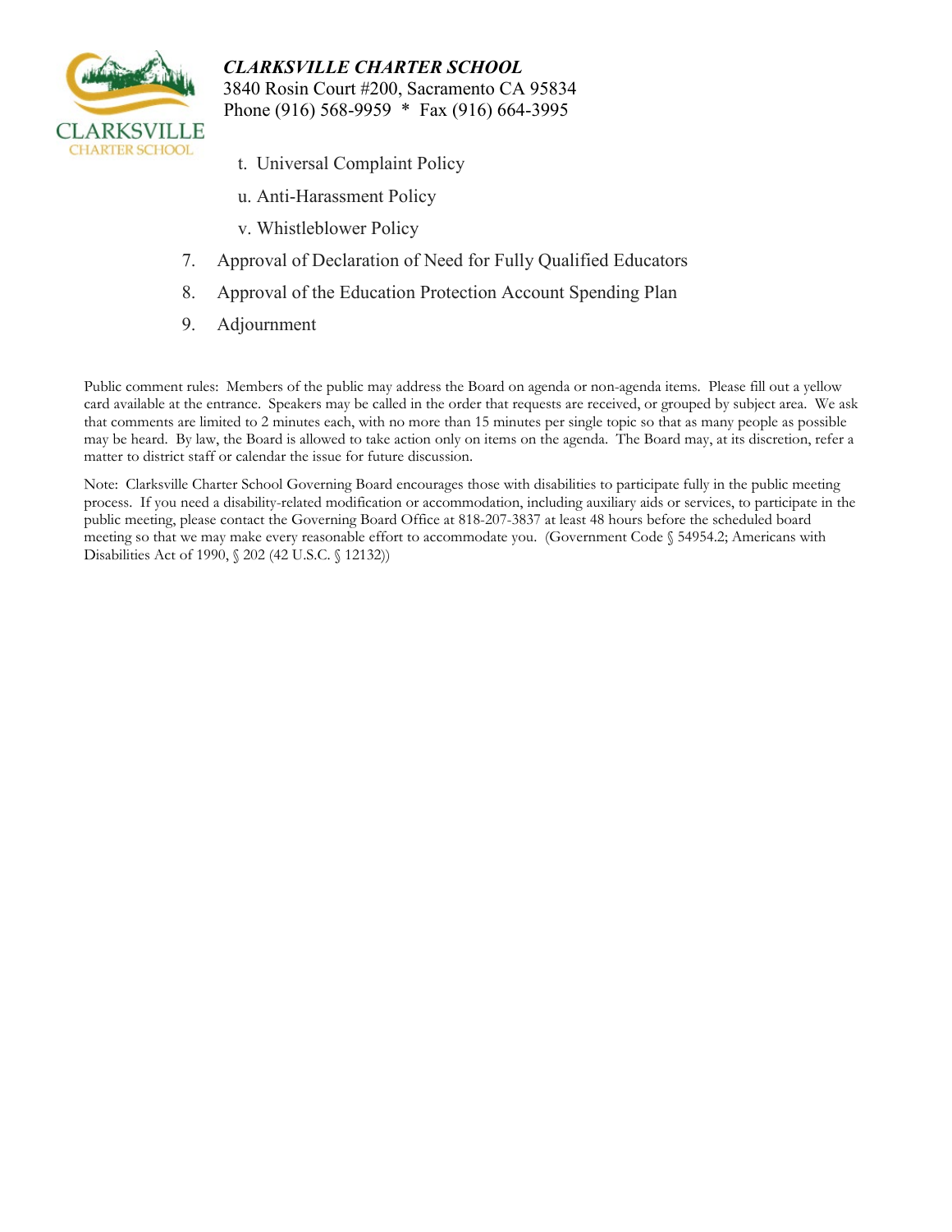*CLARKSVILLE CHARTER SCHOOL*
3840 Rosin Court #200, Sacramento CA 95834
Phone (916) 568-9959 * Fax (916) 664-3995

t. Universal Complaint Policy

u. Anti-Harassment Policy

v. Whistleblower Policy

7. Approval of Declaration of Need for Fully Qualified Educators

8. Approval of the Education Protection Account Spending Plan

9. Adjournment

Public comment rules: Members of the public may address the Board on agenda or non-agenda items. Please fill out a yellow card available at the entrance. Speakers may be called in the order that requests are received, or grouped by subject area. We ask that comments are limited to 2 minutes each, with no more than 15 minutes per single topic so that as many people as possible may be heard. By law, the Board is allowed to take action only on items on the agenda. The Board may, at its discretion, refer a matter to district staff or calendar the issue for future discussion.

Note: Clarksville Charter School Governing Board encourages those with disabilities to participate fully in the public meeting process. If you need a disability-related modification or accommodation, including auxiliary aids or services, to participate in the public meeting, please contact the Governing Board Office at 818-207-3837 at least 48 hours before the scheduled board meeting so that we may make every reasonable effort to accommodate you. (Government Code § 54954.2; Americans with Disabilities Act of 1990, § 202 (42 U.S.C. § 12132))